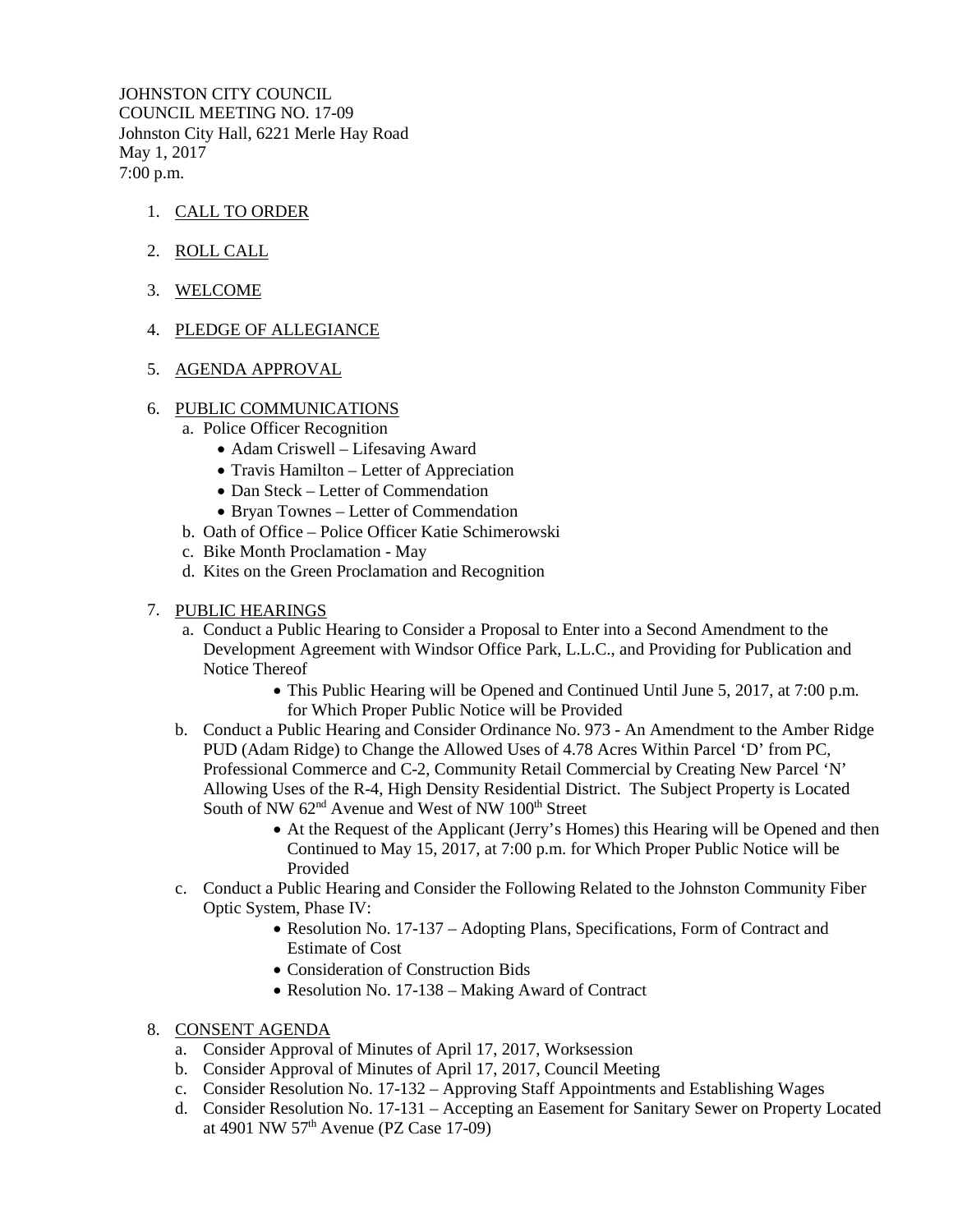JOHNSTON CITY COUNCIL
COUNCIL MEETING NO. 17-09
Johnston City Hall, 6221 Merle Hay Road
May 1, 2017
7:00 p.m.

1. CALL TO ORDER

2. ROLL CALL

3. WELCOME

4. PLEDGE OF ALLEGIANCE

5. AGENDA APPROVAL

6. PUBLIC COMMUNICATIONS
   a. Police Officer Recognition
      - Adam Criswell – Lifesaving Award
      - Travis Hamilton – Letter of Appreciation
      - Dan Steck – Letter of Commendation
      - Bryan Townes – Letter of Commendation
   b. Oath of Office – Police Officer Katie Schimerowski
   c. Bike Month Proclamation - May
   d. Kites on the Green Proclamation and Recognition

7. PUBLIC HEARINGS
   a. Conduct a Public Hearing to Consider a Proposal to Enter into a Second Amendment to the Development Agreement with Windsor Office Park, L.L.C., and Providing for Publication and Notice Thereof
      - This Public Hearing will be Opened and Continued Until June 5, 2017, at 7:00 p.m. for Which Proper Public Notice will be Provided
   b. Conduct a Public Hearing and Consider Ordinance No. 973 - An Amendment to the Amber Ridge PUD (Adam Ridge) to Change the Allowed Uses of 4.78 Acres Within Parcel 'D' from PC, Professional Commerce and C-2, Community Retail Commercial by Creating New Parcel 'N' Allowing Uses of the R-4, High Density Residential District. The Subject Property is Located South of NW 62nd Avenue and West of NW 100th Street
      - At the Request of the Applicant (Jerry's Homes) this Hearing will be Opened and then Continued to May 15, 2017, at 7:00 p.m. for Which Proper Public Notice will be Provided
   c. Conduct a Public Hearing and Consider the Following Related to the Johnston Community Fiber Optic System, Phase IV:
      - Resolution No. 17-137 – Adopting Plans, Specifications, Form of Contract and Estimate of Cost
      - Consideration of Construction Bids
      - Resolution No. 17-138 – Making Award of Contract

8. CONSENT AGENDA
   a. Consider Approval of Minutes of April 17, 2017, Worksession
   b. Consider Approval of Minutes of April 17, 2017, Council Meeting
   c. Consider Resolution No. 17-132 – Approving Staff Appointments and Establishing Wages
   d. Consider Resolution No. 17-131 – Accepting an Easement for Sanitary Sewer on Property Located at 4901 NW 57th Avenue (PZ Case 17-09)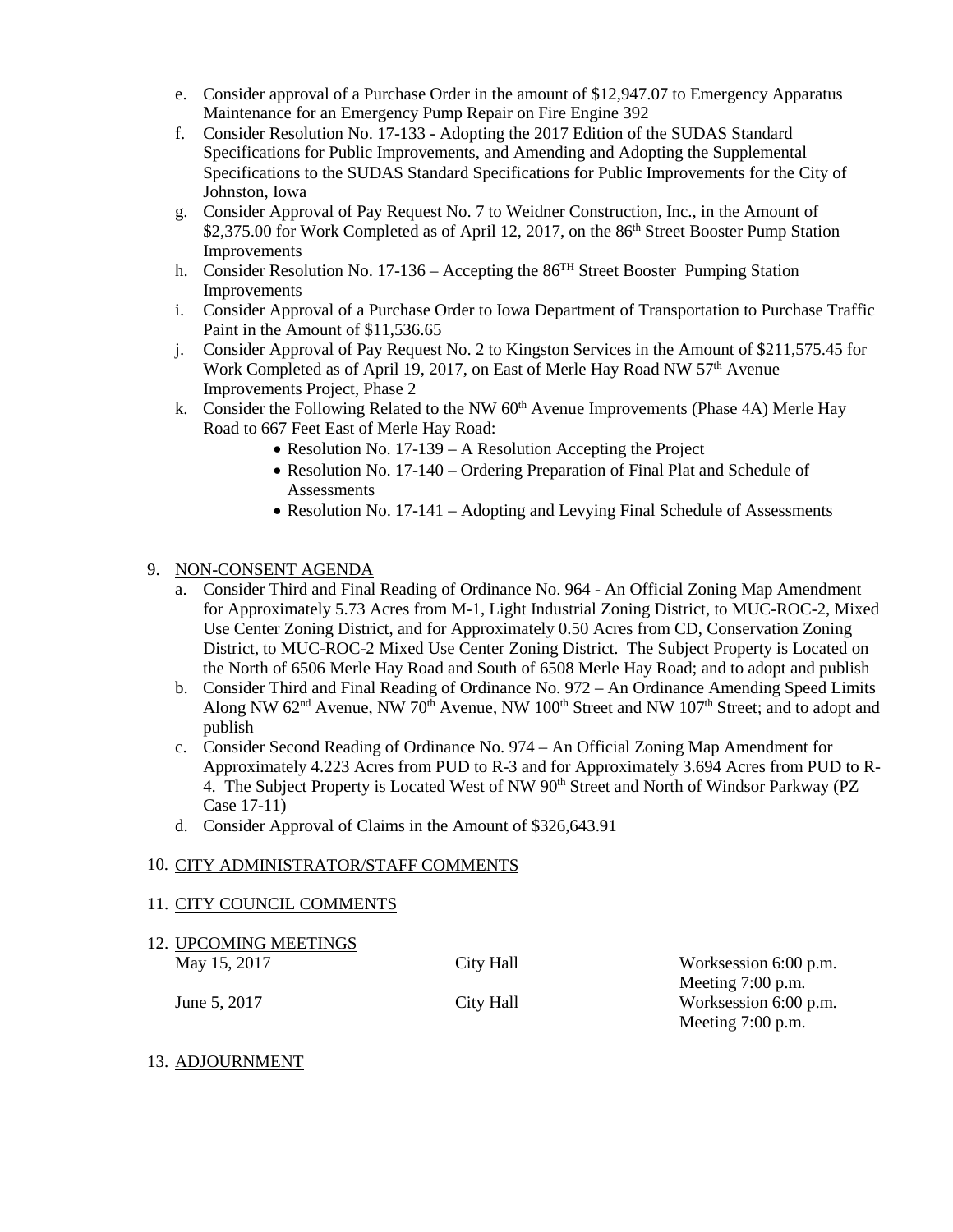e. Consider approval of a Purchase Order in the amount of $12,947.07 to Emergency Apparatus Maintenance for an Emergency Pump Repair on Fire Engine 392
f. Consider Resolution No. 17-133 - Adopting the 2017 Edition of the SUDAS Standard Specifications for Public Improvements, and Amending and Adopting the Supplemental Specifications to the SUDAS Standard Specifications for Public Improvements for the City of Johnston, Iowa
g. Consider Approval of Pay Request No. 7 to Weidner Construction, Inc., in the Amount of $2,375.00 for Work Completed as of April 12, 2017, on the 86th Street Booster Pump Station Improvements
h. Consider Resolution No. 17-136 – Accepting the 86TH Street Booster Pumping Station Improvements
i. Consider Approval of a Purchase Order to Iowa Department of Transportation to Purchase Traffic Paint in the Amount of $11,536.65
j. Consider Approval of Pay Request No. 2 to Kingston Services in the Amount of $211,575.45 for Work Completed as of April 19, 2017, on East of Merle Hay Road NW 57th Avenue Improvements Project, Phase 2
k. Consider the Following Related to the NW 60th Avenue Improvements (Phase 4A) Merle Hay Road to 667 Feet East of Merle Hay Road:
   - Resolution No. 17-139 – A Resolution Accepting the Project
   - Resolution No. 17-140 – Ordering Preparation of Final Plat and Schedule of Assessments
   - Resolution No. 17-141 – Adopting and Levying Final Schedule of Assessments

9. NON-CONSENT AGENDA
   a. Consider Third and Final Reading of Ordinance No. 964 - An Official Zoning Map Amendment for Approximately 5.73 Acres from M-1, Light Industrial Zoning District, to MUC-ROC-2, Mixed Use Center Zoning District, and for Approximately 0.50 Acres from CD, Conservation Zoning District, to MUC-ROC-2 Mixed Use Center Zoning District. The Subject Property is Located on the North of 6506 Merle Hay Road and South of 6508 Merle Hay Road; and to adopt and publish
   b. Consider Third and Final Reading of Ordinance No. 972 – An Ordinance Amending Speed Limits Along NW 62nd Avenue, NW 70th Avenue, NW 100th Street and NW 107th Street; and to adopt and publish
   c. Consider Second Reading of Ordinance No. 974 – An Official Zoning Map Amendment for Approximately 4.223 Acres from PUD to R-3 and for Approximately 3.694 Acres from PUD to R-4. The Subject Property is Located West of NW 90th Street and North of Windsor Parkway (PZ Case 17-11)
   d. Consider Approval of Claims in the Amount of $326,643.91

10. CITY ADMINISTRATOR/STAFF COMMENTS

11. CITY COUNCIL COMMENTS

12. UPCOMING MEETINGS

| | | |
|---|---|---|
| May 15, 2017 | City Hall | Worksession 6:00 p.m.<br>Meeting 7:00 p.m. |
| June 5, 2017 | City Hall | Worksession 6:00 p.m.<br>Meeting 7:00 p.m. |

13. ADJOURNMENT